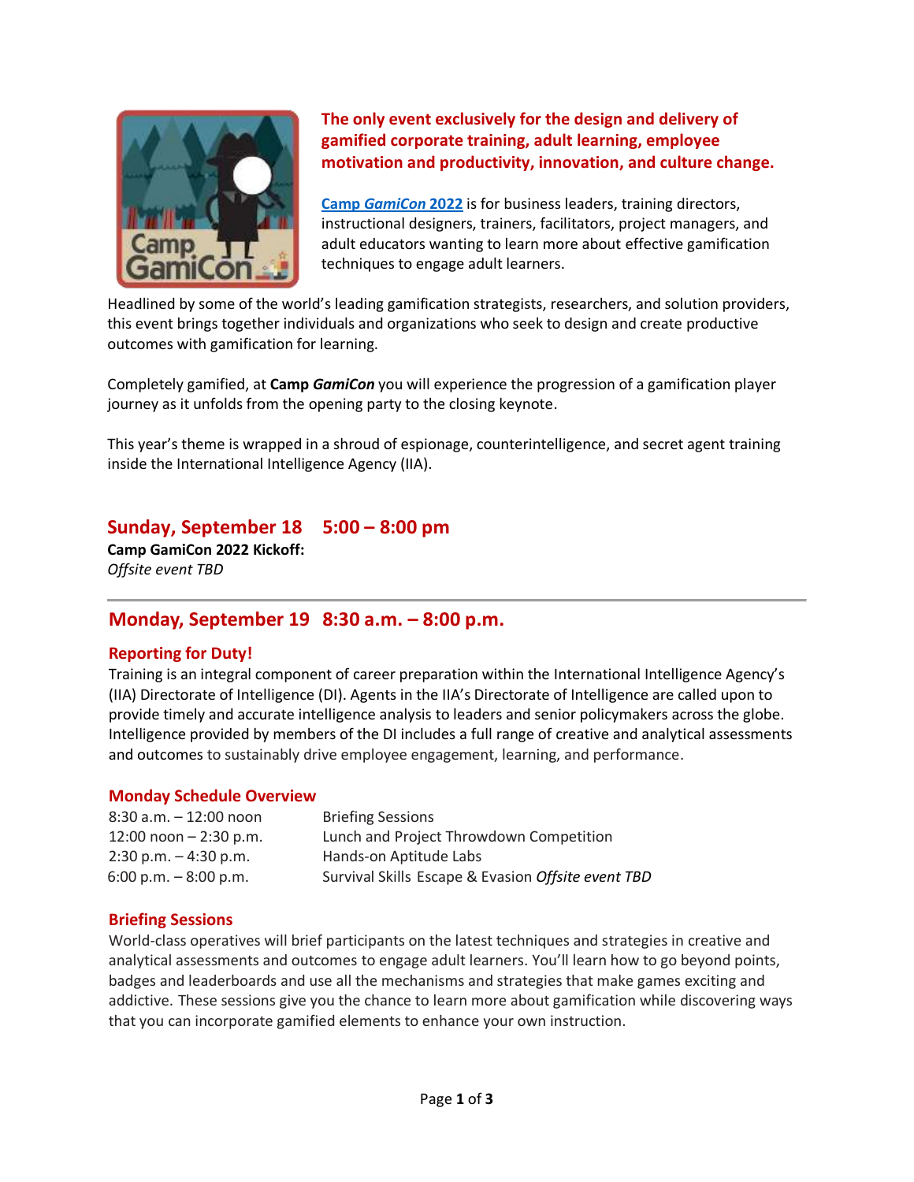**The only event exclusively for the design and delivery of gamified corporate training, adult learning, employee motivation and productivity, innovation, and culture change.**

[Camp *GamiCon* 2022] is for business leaders, training directors, instructional designers, trainers, facilitators, project managers, and adult educators wanting to learn more about effective gamification techniques to engage adult learners.

Headlined by some of the world's leading gamification strategists, researchers, and solution providers, this event brings together individuals and organizations who seek to design and create productive outcomes with gamification for learning.

Completely gamified, at **Camp *GamiCon*** you will experience the progression of a gamification player journey as it unfolds from the opening party to the closing keynote.

This year's theme is wrapped in a shroud of espionage, counterintelligence, and secret agent training inside the International Intelligence Agency (IIA).

## Sunday, September 18 5:00 – 8:00 pm

**Camp GamiCon 2022 Kickoff:**
*Offsite event TBD*

---

## Monday, September 19 8:30 a.m. – 8:00 p.m.

### Reporting for Duty!

Training is an integral component of career preparation within the International Intelligence Agency's (IIA) Directorate of Intelligence (DI). Agents in the IIA's Directorate of Intelligence are called upon to provide timely and accurate intelligence analysis to leaders and senior policymakers across the globe. Intelligence provided by members of the DI includes a full range of creative and analytical assessments and outcomes to sustainably drive employee engagement, learning, and performance.

### Monday Schedule Overview

| | |
|---|---|
| 8:30 a.m. – 12:00 noon | Briefing Sessions |
| 12:00 noon – 2:30 p.m. | Lunch and Project Throwdown Competition |
| 2:30 p.m. – 4:30 p.m. | Hands-on Aptitude Labs |
| 6:00 p.m. – 8:00 p.m. | Survival Skills Escape & Evasion *Offsite event TBD* |

### Briefing Sessions

World-class operatives will brief participants on the latest techniques and strategies in creative and analytical assessments and outcomes to engage adult learners. You'll learn how to go beyond points, badges and leaderboards and use all the mechanisms and strategies that make games exciting and addictive. These sessions give you the chance to learn more about gamification while discovering ways that you can incorporate gamified elements to enhance your own instruction.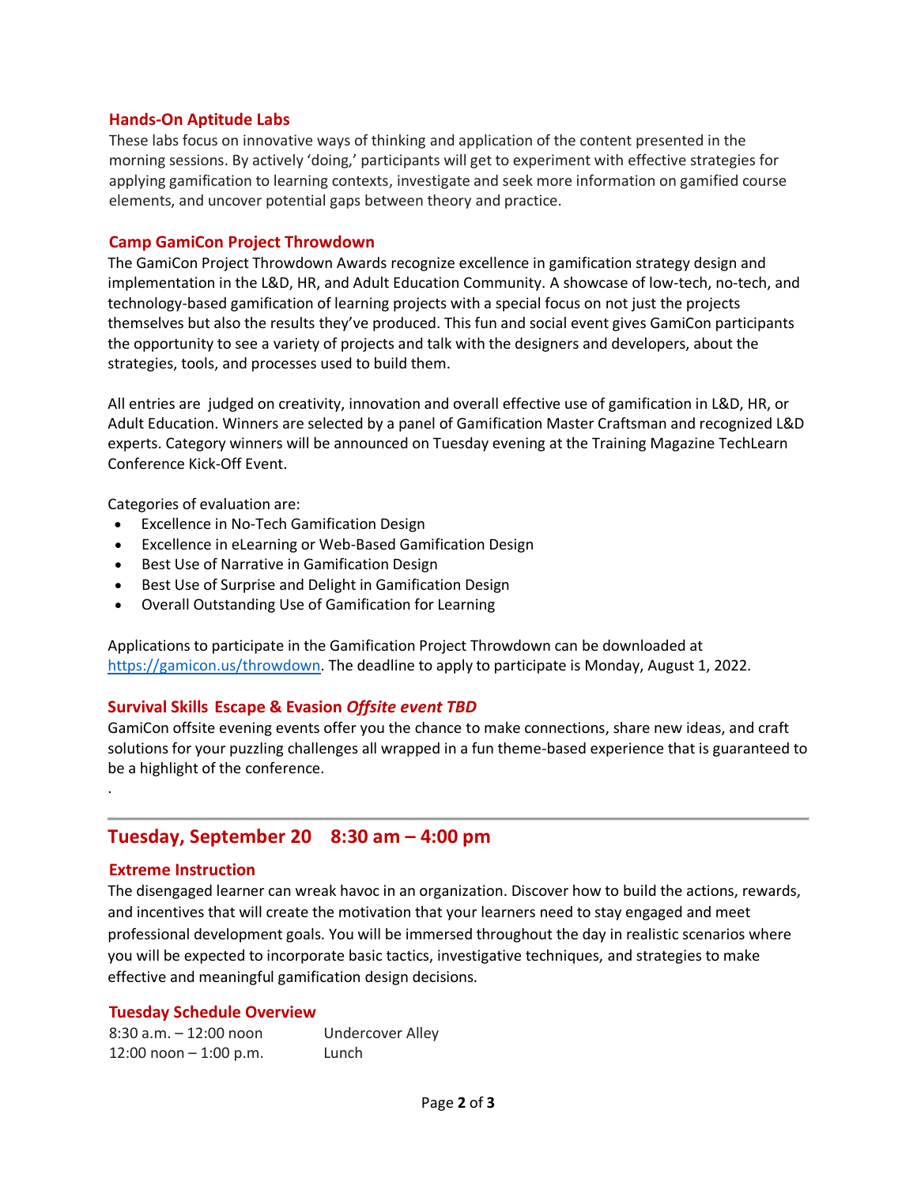### Hands-On Aptitude Labs

These labs focus on innovative ways of thinking and application of the content presented in the morning sessions. By actively 'doing,' participants will get to experiment with effective strategies for applying gamification to learning contexts, investigate and seek more information on gamified course elements, and uncover potential gaps between theory and practice.

### Camp GamiCon Project Throwdown

The GamiCon Project Throwdown Awards recognize excellence in gamification strategy design and implementation in the L&D, HR, and Adult Education Community. A showcase of low-tech, no-tech, and technology-based gamification of learning projects with a special focus on not just the projects themselves but also the results they've produced. This fun and social event gives GamiCon participants the opportunity to see a variety of projects and talk with the designers and developers, about the strategies, tools, and processes used to build them.

All entries are judged on creativity, innovation and overall effective use of gamification in L&D, HR, or Adult Education. Winners are selected by a panel of Gamification Master Craftsman and recognized L&D experts. Category winners will be announced on Tuesday evening at the Training Magazine TechLearn Conference Kick-Off Event.

Categories of evaluation are:

- Excellence in No-Tech Gamification Design
- Excellence in eLearning or Web-Based Gamification Design
- Best Use of Narrative in Gamification Design
- Best Use of Surprise and Delight in Gamification Design
- Overall Outstanding Use of Gamification for Learning

Applications to participate in the Gamification Project Throwdown can be downloaded at https://gamicon.us/throwdown. The deadline to apply to participate is Monday, August 1, 2022.

### Survival Skills Escape & Evasion *Offsite event TBD*

GamiCon offsite evening events offer you the chance to make connections, share new ideas, and craft solutions for your puzzling challenges all wrapped in a fun theme-based experience that is guaranteed to be a highlight of the conference.

.

---

## Tuesday, September 20 8:30 am – 4:00 pm

### Extreme Instruction

The disengaged learner can wreak havoc in an organization. Discover how to build the actions, rewards, and incentives that will create the motivation that your learners need to stay engaged and meet professional development goals. You will be immersed throughout the day in realistic scenarios where you will be expected to incorporate basic tactics, investigative techniques, and strategies to make effective and meaningful gamification design decisions.

### Tuesday Schedule Overview

| | |
|---|---|
| 8:30 a.m. – 12:00 noon | Undercover Alley |
| 12:00 noon – 1:00 p.m. | Lunch |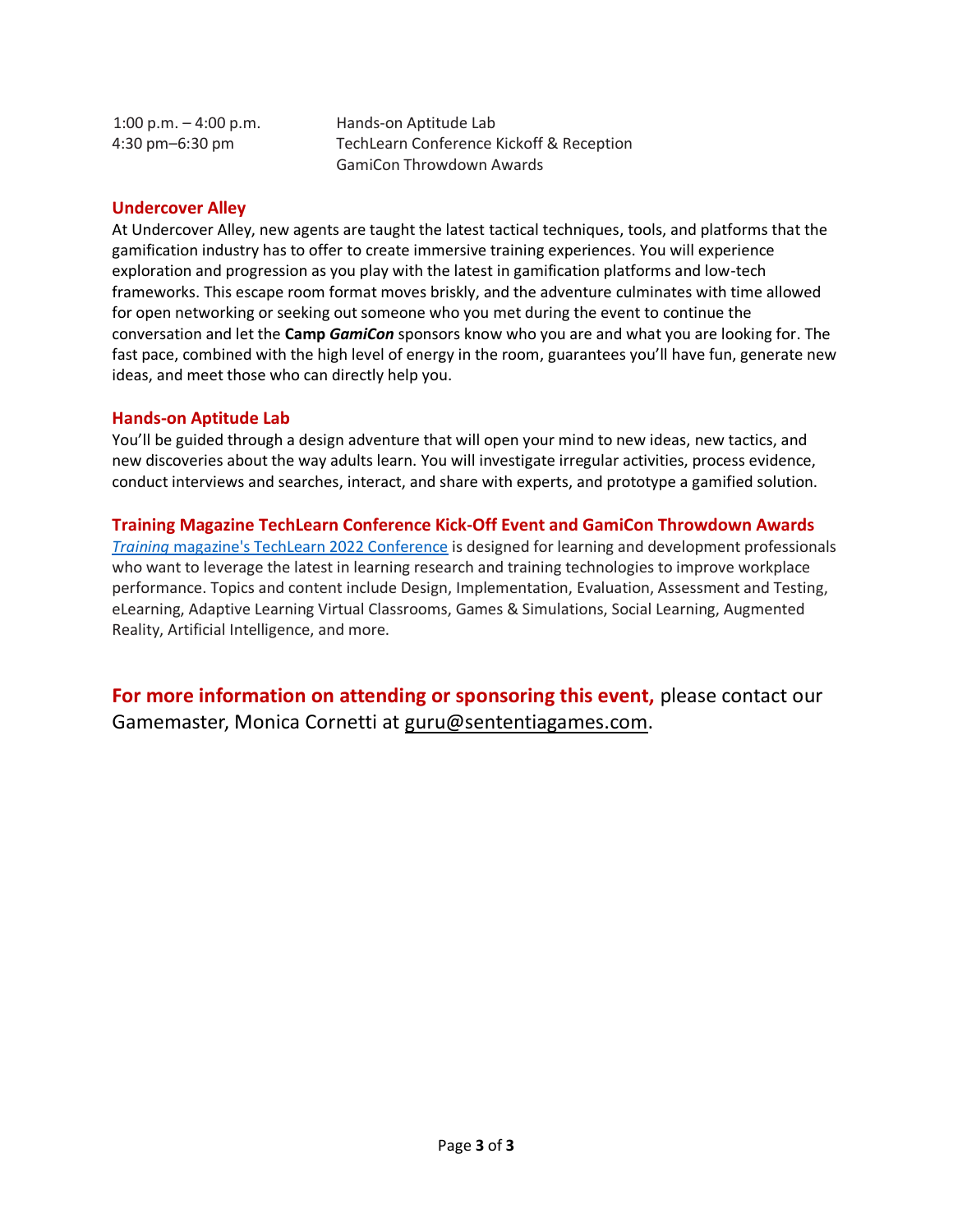| | |
|---|---|
| 1:00 p.m. – 4:00 p.m. | Hands-on Aptitude Lab |
| 4:30 pm–6:30 pm | TechLearn Conference Kickoff & Reception<br>GamiCon Throwdown Awards |

### Undercover Alley

At Undercover Alley, new agents are taught the latest tactical techniques, tools, and platforms that the gamification industry has to offer to create immersive training experiences. You will experience exploration and progression as you play with the latest in gamification platforms and low-tech frameworks. This escape room format moves briskly, and the adventure culminates with time allowed for open networking or seeking out someone who you met during the event to continue the conversation and let the **Camp *GamiCon*** sponsors know who you are and what you are looking for. The fast pace, combined with the high level of energy in the room, guarantees you'll have fun, generate new ideas, and meet those who can directly help you.

### Hands-on Aptitude Lab

You'll be guided through a design adventure that will open your mind to new ideas, new tactics, and new discoveries about the way adults learn. You will investigate irregular activities, process evidence, conduct interviews and searches, interact, and share with experts, and prototype a gamified solution.

### Training Magazine TechLearn Conference Kick-Off Event and GamiCon Throwdown Awards

*Training* magazine's TechLearn 2022 Conference is designed for learning and development professionals who want to leverage the latest in learning research and training technologies to improve workplace performance. Topics and content include Design, Implementation, Evaluation, Assessment and Testing, eLearning, Adaptive Learning Virtual Classrooms, Games & Simulations, Social Learning, Augmented Reality, Artificial Intelligence, and more.

**For more information on attending or sponsoring this event,** please contact our Gamemaster, Monica Cornetti at guru@sententiagames.com.